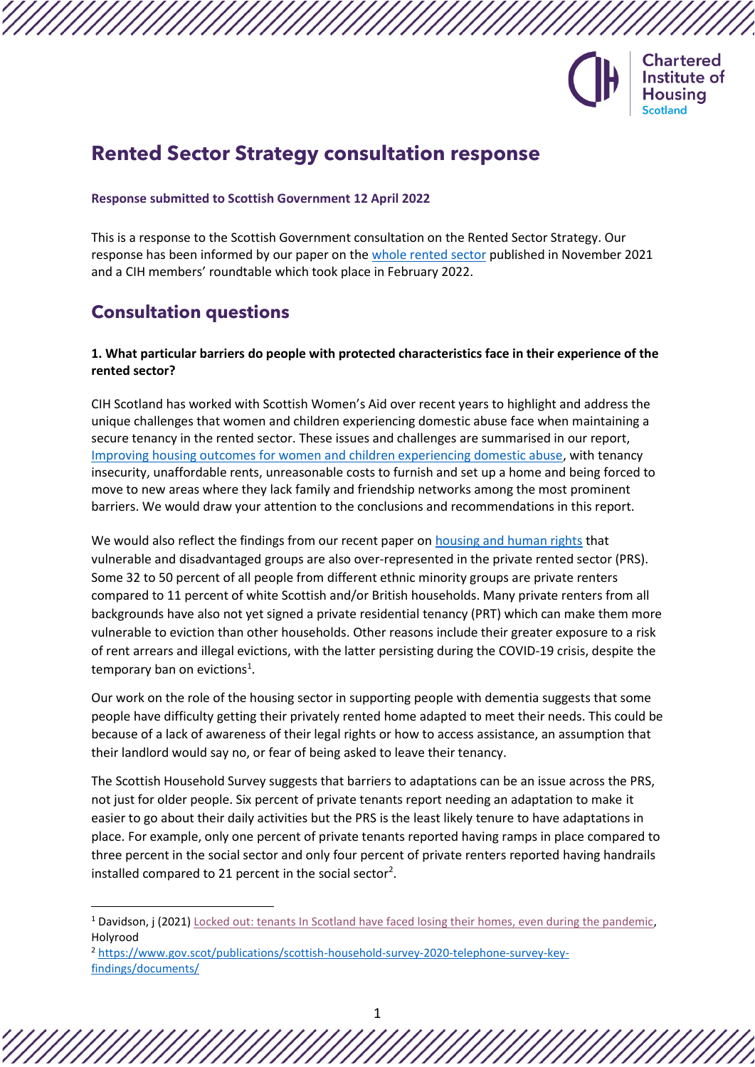Chartered Institute of Housing Scotland

# Rented Sector Strategy consultation response

**Response submitted to Scottish Government 12 April 2022**

This is a response to the Scottish Government consultation on the Rented Sector Strategy. Our response has been informed by our paper on the whole rented sector published in November 2021 and a CIH members' roundtable which took place in February 2022.

## Consultation questions

**1. What particular barriers do people with protected characteristics face in their experience of the rented sector?**

CIH Scotland has worked with Scottish Women's Aid over recent years to highlight and address the unique challenges that women and children experiencing domestic abuse face when maintaining a secure tenancy in the rented sector. These issues and challenges are summarised in our report, Improving housing outcomes for women and children experiencing domestic abuse, with tenancy insecurity, unaffordable rents, unreasonable costs to furnish and set up a home and being forced to move to new areas where they lack family and friendship networks among the most prominent barriers. We would draw your attention to the conclusions and recommendations in this report.

We would also reflect the findings from our recent paper on housing and human rights that vulnerable and disadvantaged groups are also over-represented in the private rented sector (PRS). Some 32 to 50 percent of all people from different ethnic minority groups are private renters compared to 11 percent of white Scottish and/or British households. Many private renters from all backgrounds have also not yet signed a private residential tenancy (PRT) which can make them more vulnerable to eviction than other households. Other reasons include their greater exposure to a risk of rent arrears and illegal evictions, with the latter persisting during the COVID-19 crisis, despite the temporary ban on evictions[1].

Our work on the role of the housing sector in supporting people with dementia suggests that some people have difficulty getting their privately rented home adapted to meet their needs. This could be because of a lack of awareness of their legal rights or how to access assistance, an assumption that their landlord would say no, or fear of being asked to leave their tenancy.

The Scottish Household Survey suggests that barriers to adaptations can be an issue across the PRS, not just for older people. Six percent of private tenants report needing an adaptation to make it easier to go about their daily activities but the PRS is the least likely tenure to have adaptations in place. For example, only one percent of private tenants reported having ramps in place compared to three percent in the social sector and only four percent of private renters reported having handrails installed compared to 21 percent in the social sector[2].

---

[1] Davidson, j (2021) Locked out: tenants In Scotland have faced losing their homes, even during the pandemic, Holyrood

[2] https://www.gov.scot/publications/scottish-household-survey-2020-telephone-survey-key-findings/documents/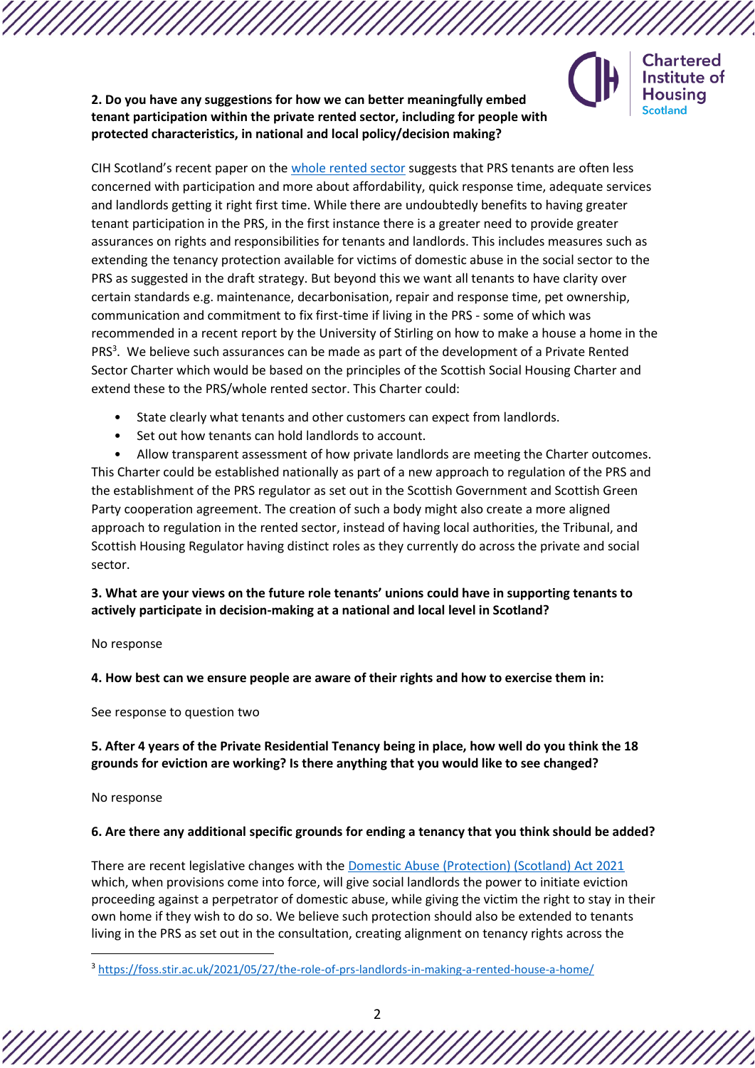**2. Do you have any suggestions for how we can better meaningfully embed tenant participation within the private rented sector, including for people with protected characteristics, in national and local policy/decision making?**

CIH Scotland's recent paper on the whole rented sector suggests that PRS tenants are often less concerned with participation and more about affordability, quick response time, adequate services and landlords getting it right first time. While there are undoubtedly benefits to having greater tenant participation in the PRS, in the first instance there is a greater need to provide greater assurances on rights and responsibilities for tenants and landlords. This includes measures such as extending the tenancy protection available for victims of domestic abuse in the social sector to the PRS as suggested in the draft strategy. But beyond this we want all tenants to have clarity over certain standards e.g. maintenance, decarbonisation, repair and response time, pet ownership, communication and commitment to fix first-time if living in the PRS - some of which was recommended in a recent report by the University of Stirling on how to make a house a home in the PRS[3]. We believe such assurances can be made as part of the development of a Private Rented Sector Charter which would be based on the principles of the Scottish Social Housing Charter and extend these to the PRS/whole rented sector. This Charter could:

- State clearly what tenants and other customers can expect from landlords.
- Set out how tenants can hold landlords to account.
- Allow transparent assessment of how private landlords are meeting the Charter outcomes.

This Charter could be established nationally as part of a new approach to regulation of the PRS and the establishment of the PRS regulator as set out in the Scottish Government and Scottish Green Party cooperation agreement. The creation of such a body might also create a more aligned approach to regulation in the rented sector, instead of having local authorities, the Tribunal, and Scottish Housing Regulator having distinct roles as they currently do across the private and social sector.

**3. What are your views on the future role tenants' unions could have in supporting tenants to actively participate in decision-making at a national and local level in Scotland?**

No response

**4. How best can we ensure people are aware of their rights and how to exercise them in:**

See response to question two

**5. After 4 years of the Private Residential Tenancy being in place, how well do you think the 18 grounds for eviction are working? Is there anything that you would like to see changed?**

No response

**6. Are there any additional specific grounds for ending a tenancy that you think should be added?**

There are recent legislative changes with the Domestic Abuse (Protection) (Scotland) Act 2021 which, when provisions come into force, will give social landlords the power to initiate eviction proceeding against a perpetrator of domestic abuse, while giving the victim the right to stay in their own home if they wish to do so. We believe such protection should also be extended to tenants living in the PRS as set out in the consultation, creating alignment on tenancy rights across the

[3] https://foss.stir.ac.uk/2021/05/27/the-role-of-prs-landlords-in-making-a-rented-house-a-home/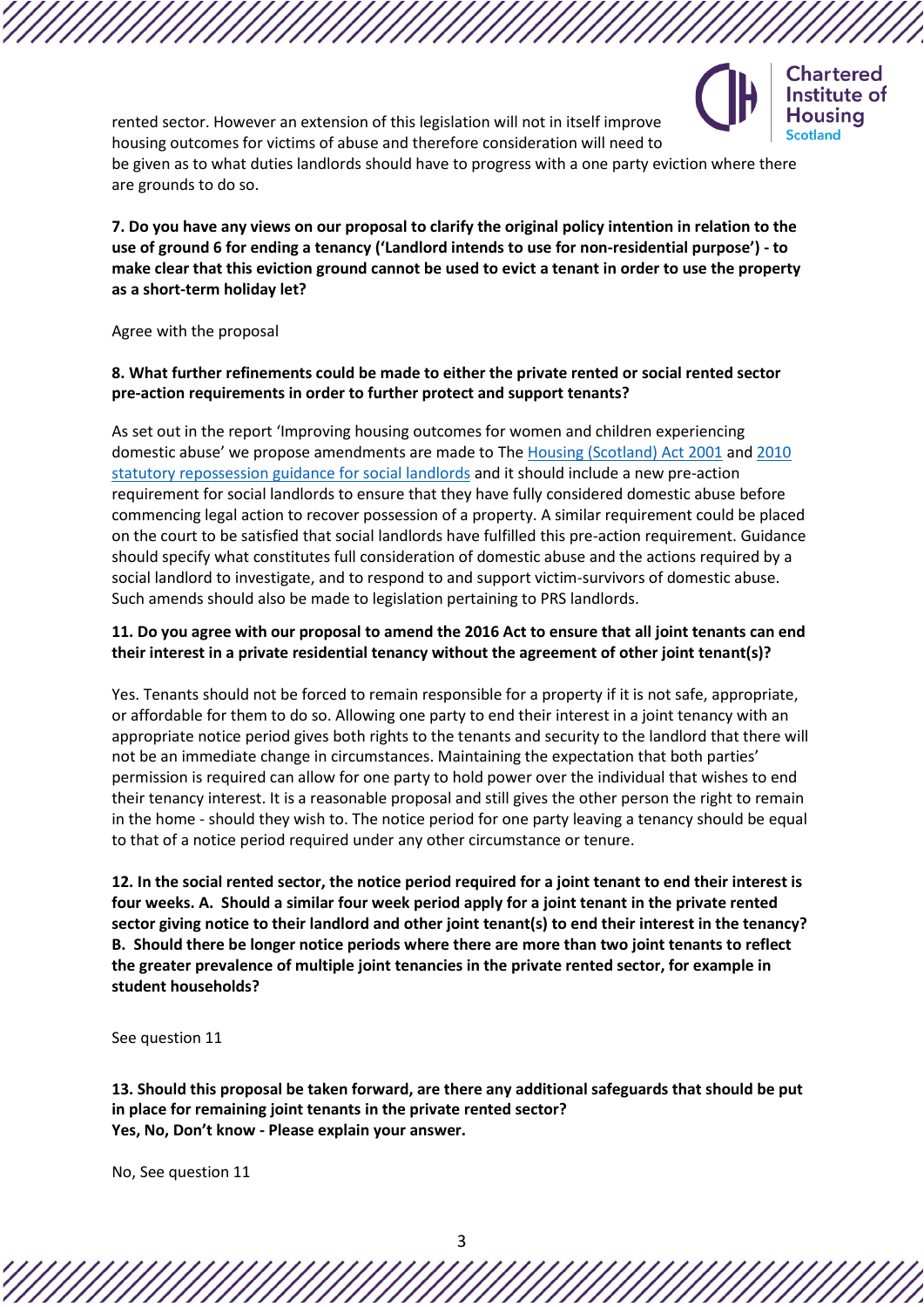rented sector. However an extension of this legislation will not in itself improve housing outcomes for victims of abuse and therefore consideration will need to be given as to what duties landlords should have to progress with a one party eviction where there are grounds to do so.

**7. Do you have any views on our proposal to clarify the original policy intention in relation to the use of ground 6 for ending a tenancy ('Landlord intends to use for non-residential purpose') - to make clear that this eviction ground cannot be used to evict a tenant in order to use the property as a short-term holiday let?**

Agree with the proposal

**8. What further refinements could be made to either the private rented or social rented sector pre-action requirements in order to further protect and support tenants?**

As set out in the report 'Improving housing outcomes for women and children experiencing domestic abuse' we propose amendments are made to The Housing (Scotland) Act 2001 and 2010 statutory repossession guidance for social landlords and it should include a new pre-action requirement for social landlords to ensure that they have fully considered domestic abuse before commencing legal action to recover possession of a property. A similar requirement could be placed on the court to be satisfied that social landlords have fulfilled this pre-action requirement. Guidance should specify what constitutes full consideration of domestic abuse and the actions required by a social landlord to investigate, and to respond to and support victim-survivors of domestic abuse. Such amends should also be made to legislation pertaining to PRS landlords.

**11. Do you agree with our proposal to amend the 2016 Act to ensure that all joint tenants can end their interest in a private residential tenancy without the agreement of other joint tenant(s)?**

Yes. Tenants should not be forced to remain responsible for a property if it is not safe, appropriate, or affordable for them to do so. Allowing one party to end their interest in a joint tenancy with an appropriate notice period gives both rights to the tenants and security to the landlord that there will not be an immediate change in circumstances. Maintaining the expectation that both parties' permission is required can allow for one party to hold power over the individual that wishes to end their tenancy interest. It is a reasonable proposal and still gives the other person the right to remain in the home - should they wish to. The notice period for one party leaving a tenancy should be equal to that of a notice period required under any other circumstance or tenure.

**12. In the social rented sector, the notice period required for a joint tenant to end their interest is four weeks. A. Should a similar four week period apply for a joint tenant in the private rented sector giving notice to their landlord and other joint tenant(s) to end their interest in the tenancy? B. Should there be longer notice periods where there are more than two joint tenants to reflect the greater prevalence of multiple joint tenancies in the private rented sector, for example in student households?**

See question 11

**13. Should this proposal be taken forward, are there any additional safeguards that should be put in place for remaining joint tenants in the private rented sector?**
**Yes, No, Don't know - Please explain your answer.**

No, See question 11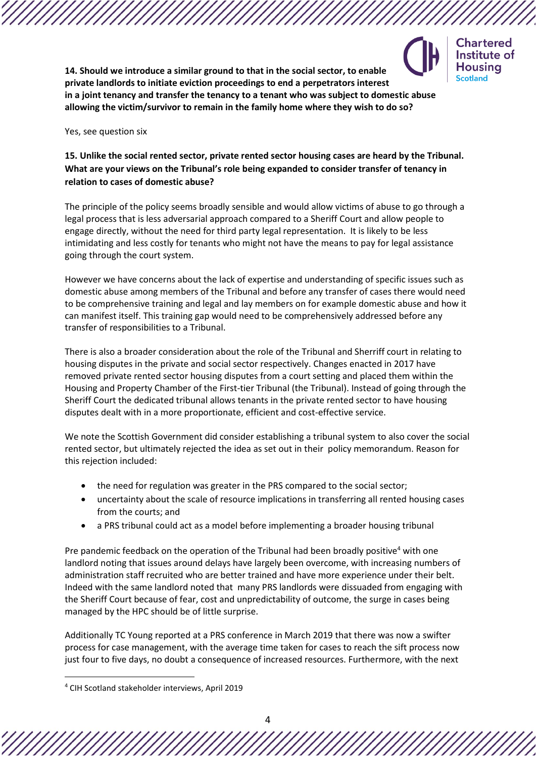**14. Should we introduce a similar ground to that in the social sector, to enable private landlords to initiate eviction proceedings to end a perpetrators interest in a joint tenancy and transfer the tenancy to a tenant who was subject to domestic abuse allowing the victim/survivor to remain in the family home where they wish to do so?**

Yes, see question six

**15. Unlike the social rented sector, private rented sector housing cases are heard by the Tribunal. What are your views on the Tribunal's role being expanded to consider transfer of tenancy in relation to cases of domestic abuse?**

The principle of the policy seems broadly sensible and would allow victims of abuse to go through a legal process that is less adversarial approach compared to a Sheriff Court and allow people to engage directly, without the need for third party legal representation. It is likely to be less intimidating and less costly for tenants who might not have the means to pay for legal assistance going through the court system.

However we have concerns about the lack of expertise and understanding of specific issues such as domestic abuse among members of the Tribunal and before any transfer of cases there would need to be comprehensive training and legal and lay members on for example domestic abuse and how it can manifest itself. This training gap would need to be comprehensively addressed before any transfer of responsibilities to a Tribunal.

There is also a broader consideration about the role of the Tribunal and Sherriff court in relating to housing disputes in the private and social sector respectively. Changes enacted in 2017 have removed private rented sector housing disputes from a court setting and placed them within the Housing and Property Chamber of the First-tier Tribunal (the Tribunal). Instead of going through the Sheriff Court the dedicated tribunal allows tenants in the private rented sector to have housing disputes dealt with in a more proportionate, efficient and cost-effective service.

We note the Scottish Government did consider establishing a tribunal system to also cover the social rented sector, but ultimately rejected the idea as set out in their policy memorandum. Reason for this rejection included:

- the need for regulation was greater in the PRS compared to the social sector;
- uncertainty about the scale of resource implications in transferring all rented housing cases from the courts; and
- a PRS tribunal could act as a model before implementing a broader housing tribunal

Pre pandemic feedback on the operation of the Tribunal had been broadly positive[4] with one landlord noting that issues around delays have largely been overcome, with increasing numbers of administration staff recruited who are better trained and have more experience under their belt. Indeed with the same landlord noted that many PRS landlords were dissuaded from engaging with the Sheriff Court because of fear, cost and unpredictability of outcome, the surge in cases being managed by the HPC should be of little surprise.

Additionally TC Young reported at a PRS conference in March 2019 that there was now a swifter process for case management, with the average time taken for cases to reach the sift process now just four to five days, no doubt a consequence of increased resources. Furthermore, with the next

[4] CIH Scotland stakeholder interviews, April 2019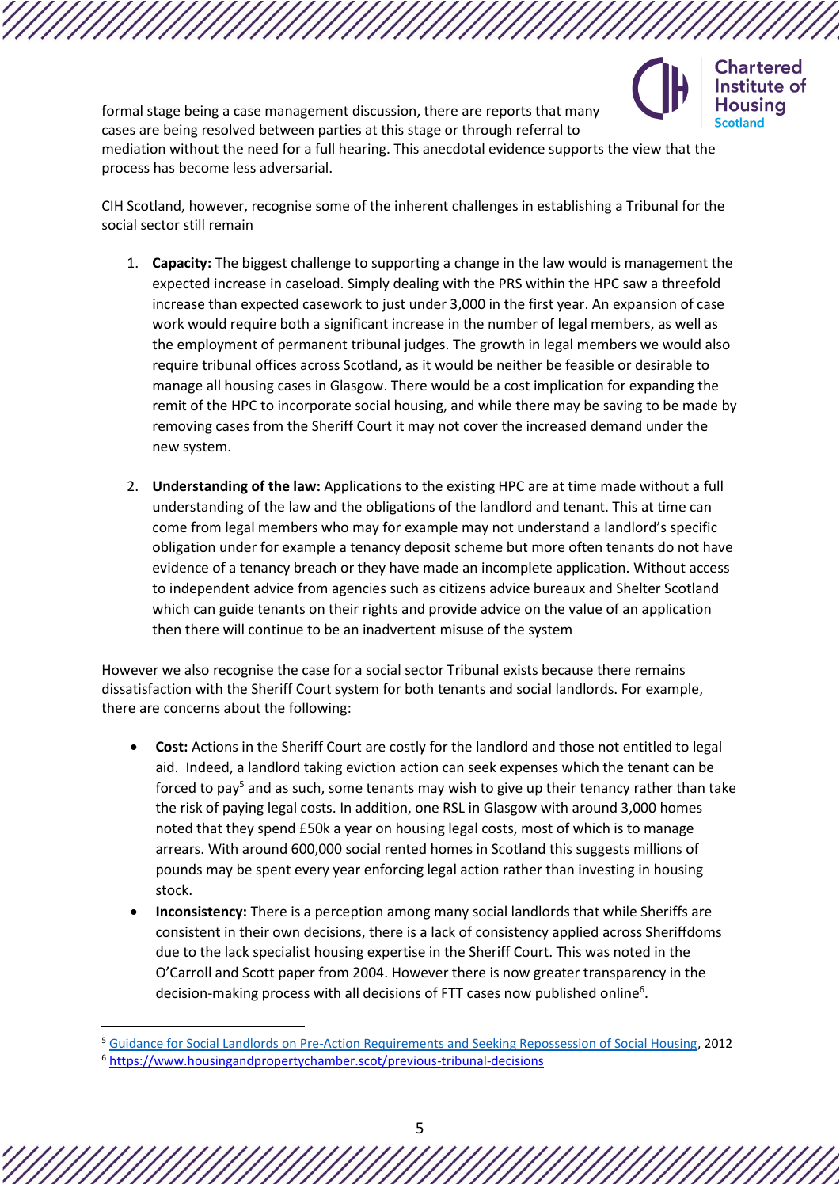formal stage being a case management discussion, there are reports that many cases are being resolved between parties at this stage or through referral to mediation without the need for a full hearing. This anecdotal evidence supports the view that the process has become less adversarial.

CIH Scotland, however, recognise some of the inherent challenges in establishing a Tribunal for the social sector still remain

1. **Capacity:** The biggest challenge to supporting a change in the law would is management the expected increase in caseload. Simply dealing with the PRS within the HPC saw a threefold increase than expected casework to just under 3,000 in the first year. An expansion of case work would require both a significant increase in the number of legal members, as well as the employment of permanent tribunal judges. The growth in legal members we would also require tribunal offices across Scotland, as it would be neither be feasible or desirable to manage all housing cases in Glasgow. There would be a cost implication for expanding the remit of the HPC to incorporate social housing, and while there may be saving to be made by removing cases from the Sheriff Court it may not cover the increased demand under the new system.

2. **Understanding of the law:** Applications to the existing HPC are at time made without a full understanding of the law and the obligations of the landlord and tenant. This at time can come from legal members who may for example may not understand a landlord's specific obligation under for example a tenancy deposit scheme but more often tenants do not have evidence of a tenancy breach or they have made an incomplete application. Without access to independent advice from agencies such as citizens advice bureaux and Shelter Scotland which can guide tenants on their rights and provide advice on the value of an application then there will continue to be an inadvertent misuse of the system

However we also recognise the case for a social sector Tribunal exists because there remains dissatisfaction with the Sheriff Court system for both tenants and social landlords. For example, there are concerns about the following:

- **Cost:** Actions in the Sheriff Court are costly for the landlord and those not entitled to legal aid. Indeed, a landlord taking eviction action can seek expenses which the tenant can be forced to pay[5] and as such, some tenants may wish to give up their tenancy rather than take the risk of paying legal costs. In addition, one RSL in Glasgow with around 3,000 homes noted that they spend £50k a year on housing legal costs, most of which is to manage arrears. With around 600,000 social rented homes in Scotland this suggests millions of pounds may be spent every year enforcing legal action rather than investing in housing stock.
- **Inconsistency:** There is a perception among many social landlords that while Sheriffs are consistent in their own decisions, there is a lack of consistency applied across Sheriffdoms due to the lack specialist housing expertise in the Sheriff Court. This was noted in the O'Carroll and Scott paper from 2004. However there is now greater transparency in the decision-making process with all decisions of FTT cases now published online[6].

---

[5] Guidance for Social Landlords on Pre-Action Requirements and Seeking Repossession of Social Housing, 2012

[6] https://www.housingandpropertychamber.scot/previous-tribunal-decisions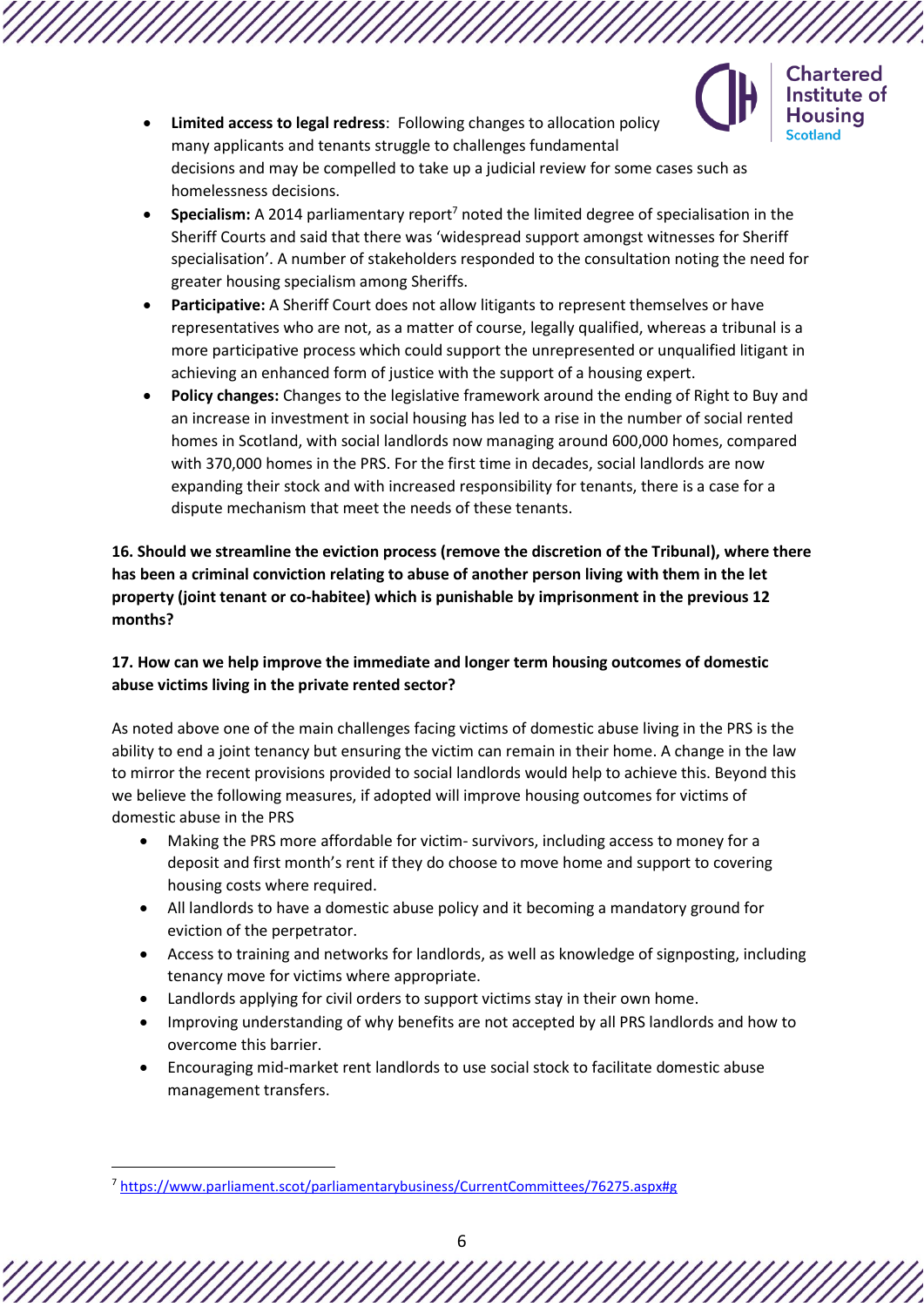- **Limited access to legal redress**: Following changes to allocation policy many applicants and tenants struggle to challenges fundamental decisions and may be compelled to take up a judicial review for some cases such as homelessness decisions.
- **Specialism:** A 2014 parliamentary report[7] noted the limited degree of specialisation in the Sheriff Courts and said that there was 'widespread support amongst witnesses for Sheriff specialisation'. A number of stakeholders responded to the consultation noting the need for greater housing specialism among Sheriffs.
- **Participative:** A Sheriff Court does not allow litigants to represent themselves or have representatives who are not, as a matter of course, legally qualified, whereas a tribunal is a more participative process which could support the unrepresented or unqualified litigant in achieving an enhanced form of justice with the support of a housing expert.
- **Policy changes:** Changes to the legislative framework around the ending of Right to Buy and an increase in investment in social housing has led to a rise in the number of social rented homes in Scotland, with social landlords now managing around 600,000 homes, compared with 370,000 homes in the PRS. For the first time in decades, social landlords are now expanding their stock and with increased responsibility for tenants, there is a case for a dispute mechanism that meet the needs of these tenants.

**16. Should we streamline the eviction process (remove the discretion of the Tribunal), where there has been a criminal conviction relating to abuse of another person living with them in the let property (joint tenant or co-habitee) which is punishable by imprisonment in the previous 12 months?**

**17. How can we help improve the immediate and longer term housing outcomes of domestic abuse victims living in the private rented sector?**

As noted above one of the main challenges facing victims of domestic abuse living in the PRS is the ability to end a joint tenancy but ensuring the victim can remain in their home. A change in the law to mirror the recent provisions provided to social landlords would help to achieve this. Beyond this we believe the following measures, if adopted will improve housing outcomes for victims of domestic abuse in the PRS

- Making the PRS more affordable for victim- survivors, including access to money for a deposit and first month's rent if they do choose to move home and support to covering housing costs where required.
- All landlords to have a domestic abuse policy and it becoming a mandatory ground for eviction of the perpetrator.
- Access to training and networks for landlords, as well as knowledge of signposting, including tenancy move for victims where appropriate.
- Landlords applying for civil orders to support victims stay in their own home.
- Improving understanding of why benefits are not accepted by all PRS landlords and how to overcome this barrier.
- Encouraging mid-market rent landlords to use social stock to facilitate domestic abuse management transfers.

[7] https://www.parliament.scot/parliamentarybusiness/CurrentCommittees/76275.aspx#g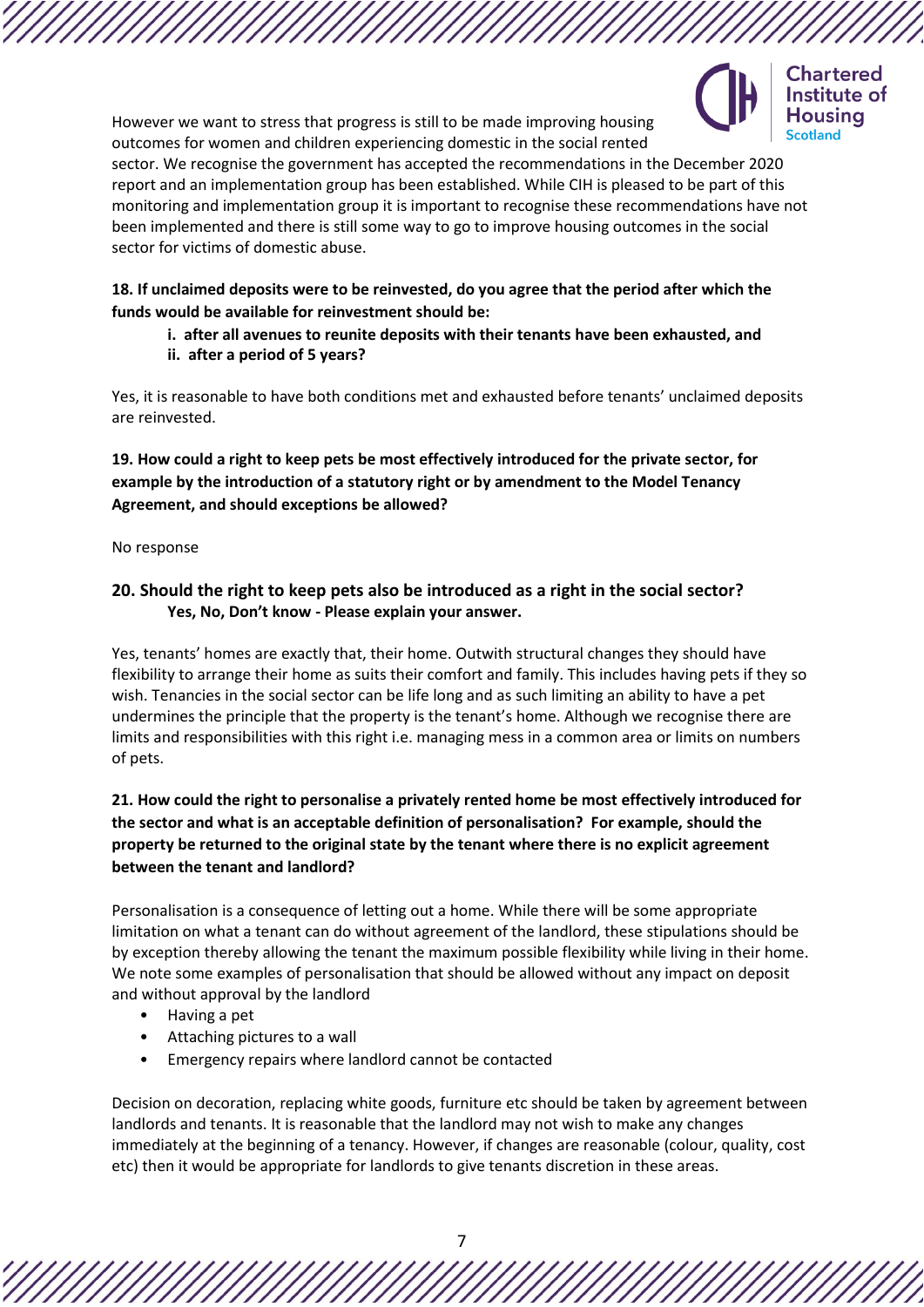However we want to stress that progress is still to be made improving housing outcomes for women and children experiencing domestic in the social rented sector. We recognise the government has accepted the recommendations in the December 2020 report and an implementation group has been established. While CIH is pleased to be part of this monitoring and implementation group it is important to recognise these recommendations have not been implemented and there is still some way to go to improve housing outcomes in the social sector for victims of domestic abuse.

**18. If unclaimed deposits were to be reinvested, do you agree that the period after which the funds would be available for reinvestment should be:**

> **i. after all avenues to reunite deposits with their tenants have been exhausted, and**
> **ii. after a period of 5 years?**

Yes, it is reasonable to have both conditions met and exhausted before tenants' unclaimed deposits are reinvested.

**19. How could a right to keep pets be most effectively introduced for the private sector, for example by the introduction of a statutory right or by amendment to the Model Tenancy Agreement, and should exceptions be allowed?**

No response

**20. Should the right to keep pets also be introduced as a right in the social sector?**
**Yes, No, Don't know - Please explain your answer.**

Yes, tenants' homes are exactly that, their home. Outwith structural changes they should have flexibility to arrange their home as suits their comfort and family. This includes having pets if they so wish. Tenancies in the social sector can be life long and as such limiting an ability to have a pet undermines the principle that the property is the tenant's home. Although we recognise there are limits and responsibilities with this right i.e. managing mess in a common area or limits on numbers of pets.

**21. How could the right to personalise a privately rented home be most effectively introduced for the sector and what is an acceptable definition of personalisation? For example, should the property be returned to the original state by the tenant where there is no explicit agreement between the tenant and landlord?**

Personalisation is a consequence of letting out a home. While there will be some appropriate limitation on what a tenant can do without agreement of the landlord, these stipulations should be by exception thereby allowing the tenant the maximum possible flexibility while living in their home. We note some examples of personalisation that should be allowed without any impact on deposit and without approval by the landlord

- Having a pet
- Attaching pictures to a wall
- Emergency repairs where landlord cannot be contacted

Decision on decoration, replacing white goods, furniture etc should be taken by agreement between landlords and tenants. It is reasonable that the landlord may not wish to make any changes immediately at the beginning of a tenancy. However, if changes are reasonable (colour, quality, cost etc) then it would be appropriate for landlords to give tenants discretion in these areas.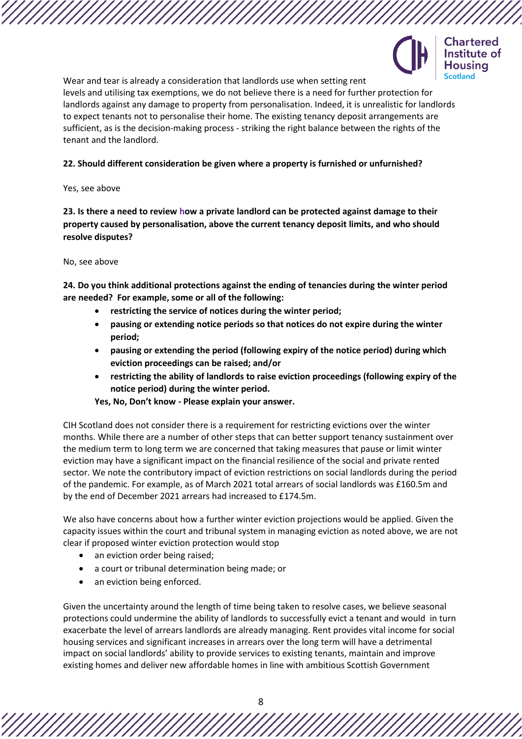Wear and tear is already a consideration that landlords use when setting rent levels and utilising tax exemptions, we do not believe there is a need for further protection for landlords against any damage to property from personalisation. Indeed, it is unrealistic for landlords to expect tenants not to personalise their home. The existing tenancy deposit arrangements are sufficient, as is the decision-making process - striking the right balance between the rights of the tenant and the landlord.

**22. Should different consideration be given where a property is furnished or unfurnished?**

Yes, see above

**23. Is there a need to review how a private landlord can be protected against damage to their property caused by personalisation, above the current tenancy deposit limits, and who should resolve disputes?**

No, see above

**24. Do you think additional protections against the ending of tenancies during the winter period are needed? For example, some or all of the following:**

- **restricting the service of notices during the winter period;**
- **pausing or extending notice periods so that notices do not expire during the winter period;**
- **pausing or extending the period (following expiry of the notice period) during which eviction proceedings can be raised; and/or**
- **restricting the ability of landlords to raise eviction proceedings (following expiry of the notice period) during the winter period.**

**Yes, No, Don't know - Please explain your answer.**

CIH Scotland does not consider there is a requirement for restricting evictions over the winter months. While there are a number of other steps that can better support tenancy sustainment over the medium term to long term we are concerned that taking measures that pause or limit winter eviction may have a significant impact on the financial resilience of the social and private rented sector. We note the contributory impact of eviction restrictions on social landlords during the period of the pandemic. For example, as of March 2021 total arrears of social landlords was £160.5m and by the end of December 2021 arrears had increased to £174.5m.

We also have concerns about how a further winter eviction projections would be applied. Given the capacity issues within the court and tribunal system in managing eviction as noted above, we are not clear if proposed winter eviction protection would stop

- an eviction order being raised;
- a court or tribunal determination being made; or
- an eviction being enforced.

Given the uncertainty around the length of time being taken to resolve cases, we believe seasonal protections could undermine the ability of landlords to successfully evict a tenant and would in turn exacerbate the level of arrears landlords are already managing. Rent provides vital income for social housing services and significant increases in arrears over the long term will have a detrimental impact on social landlords' ability to provide services to existing tenants, maintain and improve existing homes and deliver new affordable homes in line with ambitious Scottish Government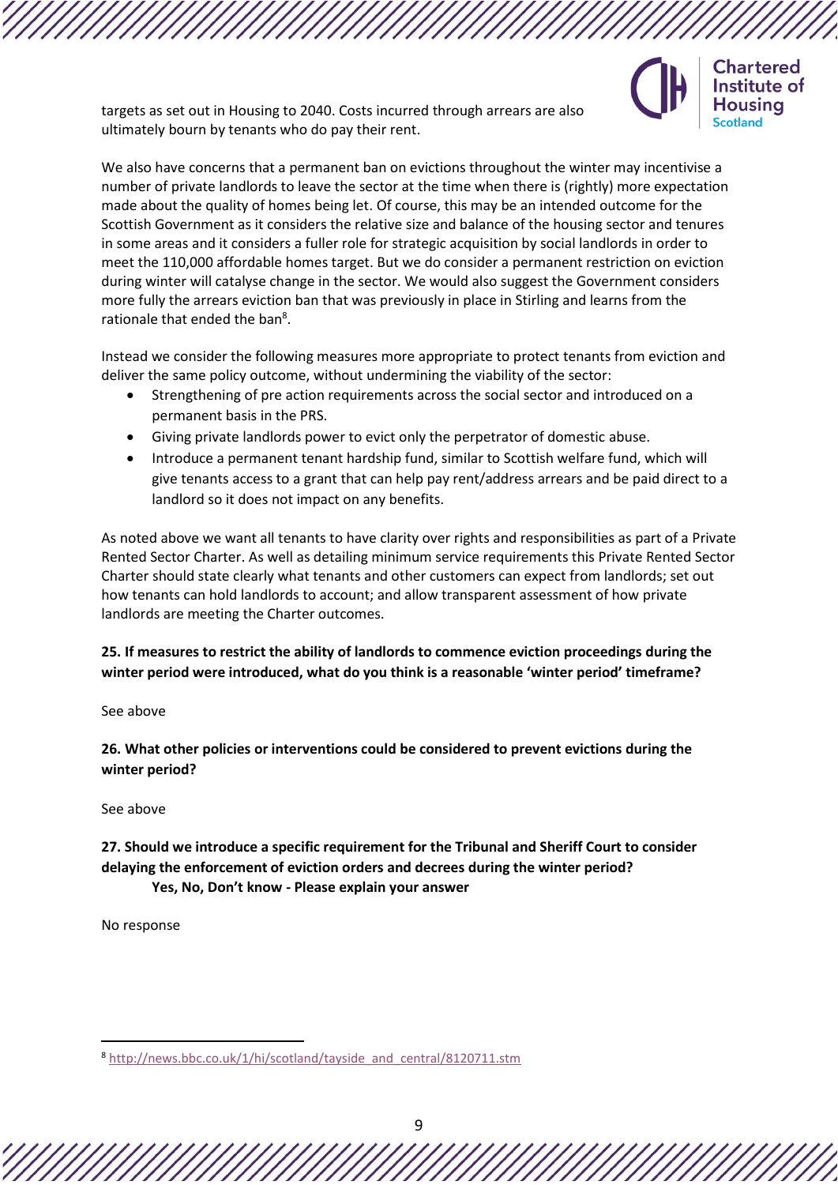targets as set out in Housing to 2040. Costs incurred through arrears are also ultimately bourn by tenants who do pay their rent.

We also have concerns that a permanent ban on evictions throughout the winter may incentivise a number of private landlords to leave the sector at the time when there is (rightly) more expectation made about the quality of homes being let. Of course, this may be an intended outcome for the Scottish Government as it considers the relative size and balance of the housing sector and tenures in some areas and it considers a fuller role for strategic acquisition by social landlords in order to meet the 110,000 affordable homes target. But we do consider a permanent restriction on eviction during winter will catalyse change in the sector. We would also suggest the Government considers more fully the arrears eviction ban that was previously in place in Stirling and learns from the rationale that ended the ban[8].

Instead we consider the following measures more appropriate to protect tenants from eviction and deliver the same policy outcome, without undermining the viability of the sector:

- Strengthening of pre action requirements across the social sector and introduced on a permanent basis in the PRS.
- Giving private landlords power to evict only the perpetrator of domestic abuse.
- Introduce a permanent tenant hardship fund, similar to Scottish welfare fund, which will give tenants access to a grant that can help pay rent/address arrears and be paid direct to a landlord so it does not impact on any benefits.

As noted above we want all tenants to have clarity over rights and responsibilities as part of a Private Rented Sector Charter. As well as detailing minimum service requirements this Private Rented Sector Charter should state clearly what tenants and other customers can expect from landlords; set out how tenants can hold landlords to account; and allow transparent assessment of how private landlords are meeting the Charter outcomes.

**25. If measures to restrict the ability of landlords to commence eviction proceedings during the winter period were introduced, what do you think is a reasonable 'winter period' timeframe?**

See above

**26. What other policies or interventions could be considered to prevent evictions during the winter period?**

See above

**27. Should we introduce a specific requirement for the Tribunal and Sheriff Court to consider delaying the enforcement of eviction orders and decrees during the winter period?**
**Yes, No, Don't know - Please explain your answer**

No response

[8] http://news.bbc.co.uk/1/hi/scotland/tayside_and_central/8120711.stm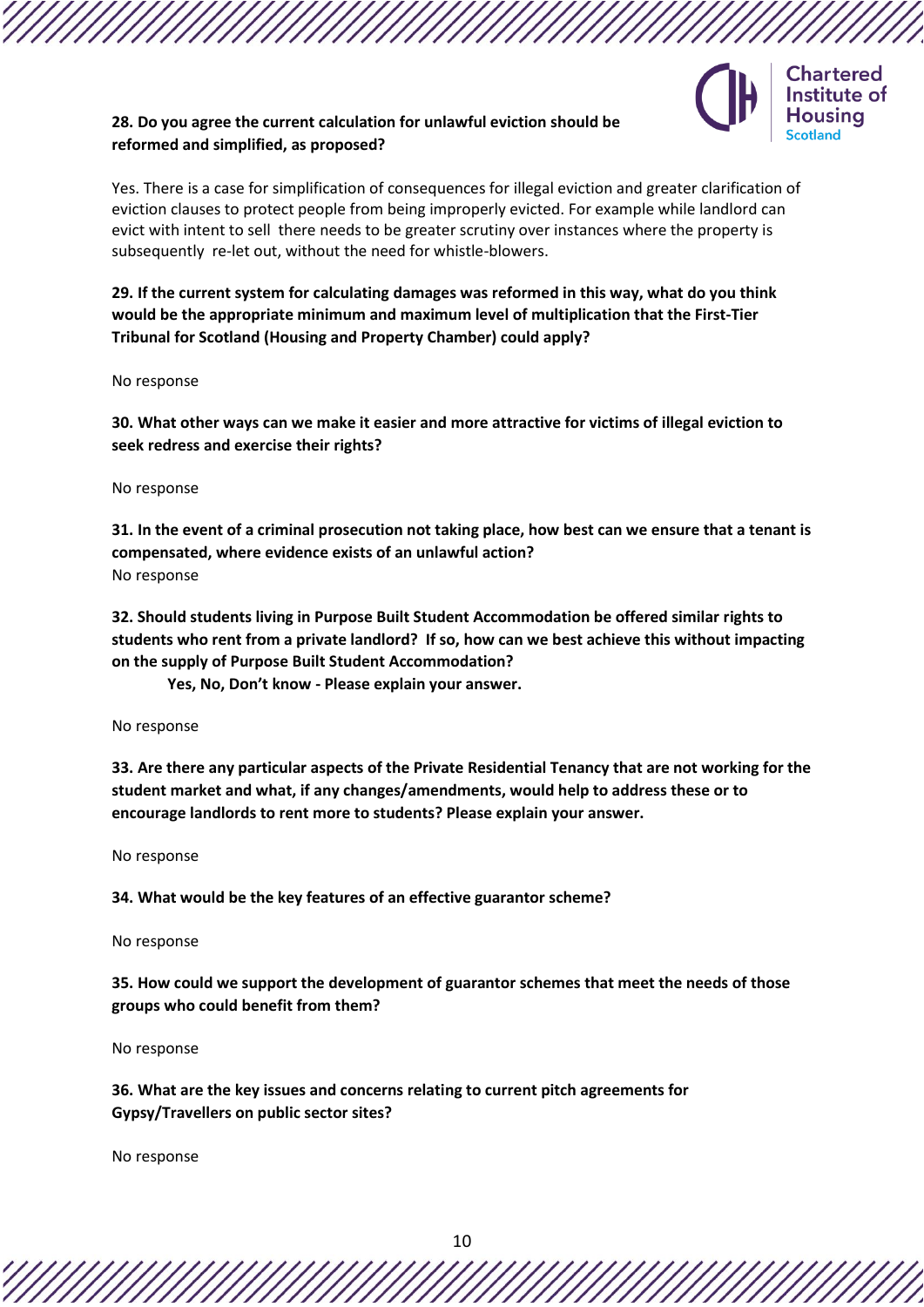**28. Do you agree the current calculation for unlawful eviction should be reformed and simplified, as proposed?**

Yes. There is a case for simplification of consequences for illegal eviction and greater clarification of eviction clauses to protect people from being improperly evicted. For example while landlord can evict with intent to sell there needs to be greater scrutiny over instances where the property is subsequently re-let out, without the need for whistle-blowers.

**29. If the current system for calculating damages was reformed in this way, what do you think would be the appropriate minimum and maximum level of multiplication that the First-Tier Tribunal for Scotland (Housing and Property Chamber) could apply?**

No response

**30. What other ways can we make it easier and more attractive for victims of illegal eviction to seek redress and exercise their rights?**

No response

**31. In the event of a criminal prosecution not taking place, how best can we ensure that a tenant is compensated, where evidence exists of an unlawful action?**

No response

**32. Should students living in Purpose Built Student Accommodation be offered similar rights to students who rent from a private landlord? If so, how can we best achieve this without impacting on the supply of Purpose Built Student Accommodation?**

**Yes, No, Don't know - Please explain your answer.**

No response

**33. Are there any particular aspects of the Private Residential Tenancy that are not working for the student market and what, if any changes/amendments, would help to address these or to encourage landlords to rent more to students? Please explain your answer.**

No response

**34. What would be the key features of an effective guarantor scheme?**

No response

**35. How could we support the development of guarantor schemes that meet the needs of those groups who could benefit from them?**

No response

**36. What are the key issues and concerns relating to current pitch agreements for Gypsy/Travellers on public sector sites?**

No response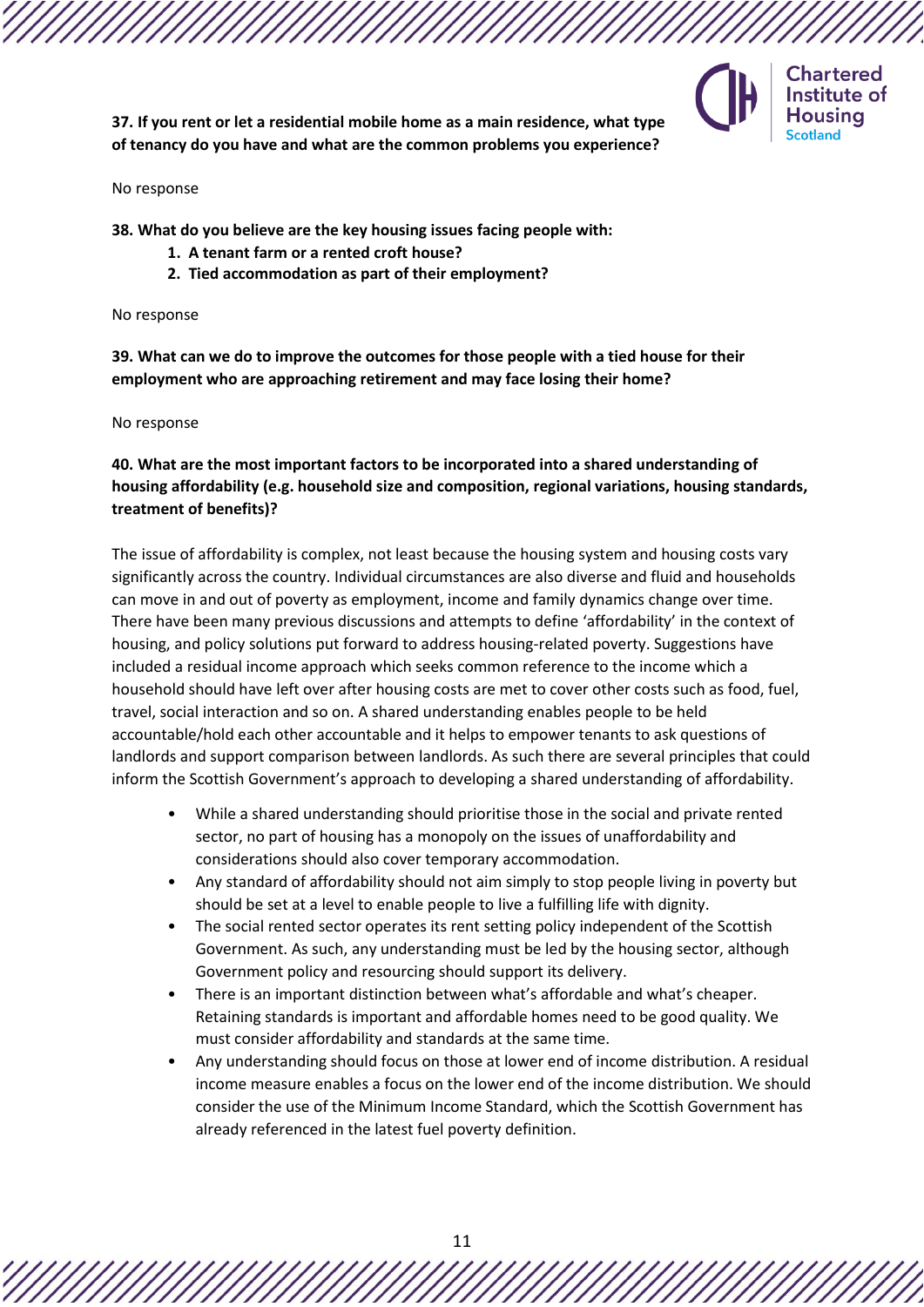**37. If you rent or let a residential mobile home as a main residence, what type of tenancy do you have and what are the common problems you experience?**

No response

**38. What do you believe are the key housing issues facing people with:**

1. **A tenant farm or a rented croft house?**
2. **Tied accommodation as part of their employment?**

No response

**39. What can we do to improve the outcomes for those people with a tied house for their employment who are approaching retirement and may face losing their home?**

No response

**40. What are the most important factors to be incorporated into a shared understanding of housing affordability (e.g. household size and composition, regional variations, housing standards, treatment of benefits)?**

The issue of affordability is complex, not least because the housing system and housing costs vary significantly across the country. Individual circumstances are also diverse and fluid and households can move in and out of poverty as employment, income and family dynamics change over time. There have been many previous discussions and attempts to define 'affordability' in the context of housing, and policy solutions put forward to address housing-related poverty. Suggestions have included a residual income approach which seeks common reference to the income which a household should have left over after housing costs are met to cover other costs such as food, fuel, travel, social interaction and so on. A shared understanding enables people to be held accountable/hold each other accountable and it helps to empower tenants to ask questions of landlords and support comparison between landlords. As such there are several principles that could inform the Scottish Government's approach to developing a shared understanding of affordability.

- While a shared understanding should prioritise those in the social and private rented sector, no part of housing has a monopoly on the issues of unaffordability and considerations should also cover temporary accommodation.
- Any standard of affordability should not aim simply to stop people living in poverty but should be set at a level to enable people to live a fulfilling life with dignity.
- The social rented sector operates its rent setting policy independent of the Scottish Government. As such, any understanding must be led by the housing sector, although Government policy and resourcing should support its delivery.
- There is an important distinction between what's affordable and what's cheaper. Retaining standards is important and affordable homes need to be good quality. We must consider affordability and standards at the same time.
- Any understanding should focus on those at lower end of income distribution. A residual income measure enables a focus on the lower end of the income distribution. We should consider the use of the Minimum Income Standard, which the Scottish Government has already referenced in the latest fuel poverty definition.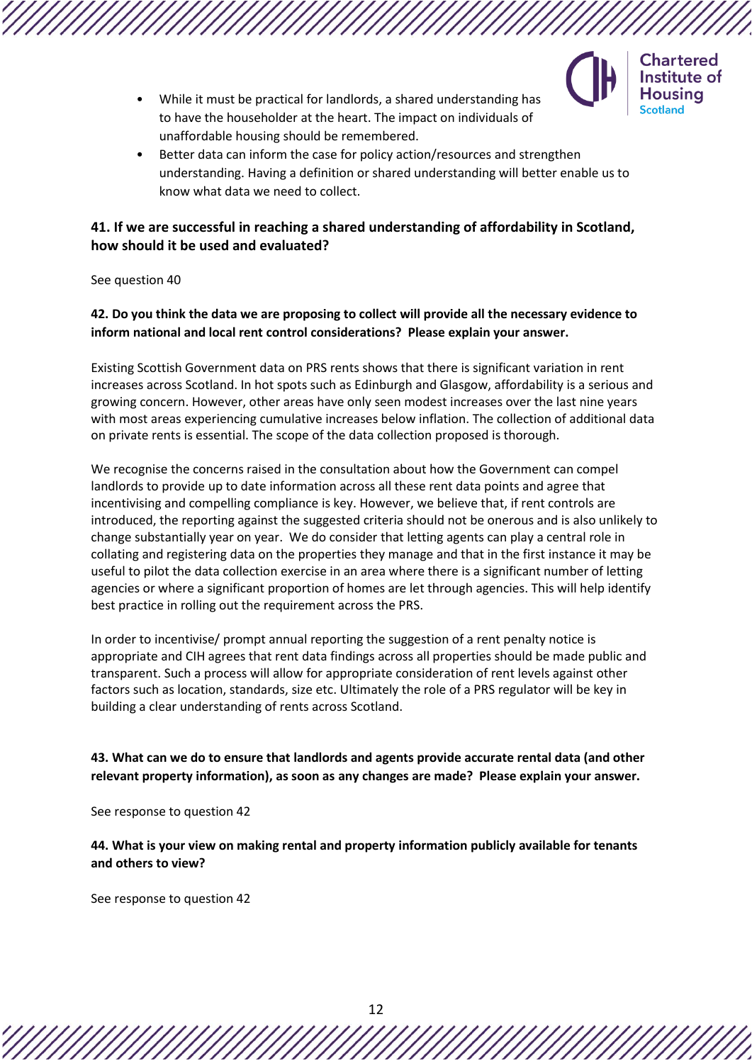- While it must be practical for landlords, a shared understanding has to have the householder at the heart. The impact on individuals of unaffordable housing should be remembered.
- Better data can inform the case for policy action/resources and strengthen understanding. Having a definition or shared understanding will better enable us to know what data we need to collect.

**41. If we are successful in reaching a shared understanding of affordability in Scotland, how should it be used and evaluated?**

See question 40

**42. Do you think the data we are proposing to collect will provide all the necessary evidence to inform national and local rent control considerations? Please explain your answer.**

Existing Scottish Government data on PRS rents shows that there is significant variation in rent increases across Scotland. In hot spots such as Edinburgh and Glasgow, affordability is a serious and growing concern. However, other areas have only seen modest increases over the last nine years with most areas experiencing cumulative increases below inflation. The collection of additional data on private rents is essential. The scope of the data collection proposed is thorough.

We recognise the concerns raised in the consultation about how the Government can compel landlords to provide up to date information across all these rent data points and agree that incentivising and compelling compliance is key. However, we believe that, if rent controls are introduced, the reporting against the suggested criteria should not be onerous and is also unlikely to change substantially year on year. We do consider that letting agents can play a central role in collating and registering data on the properties they manage and that in the first instance it may be useful to pilot the data collection exercise in an area where there is a significant number of letting agencies or where a significant proportion of homes are let through agencies. This will help identify best practice in rolling out the requirement across the PRS.

In order to incentivise/ prompt annual reporting the suggestion of a rent penalty notice is appropriate and CIH agrees that rent data findings across all properties should be made public and transparent. Such a process will allow for appropriate consideration of rent levels against other factors such as location, standards, size etc. Ultimately the role of a PRS regulator will be key in building a clear understanding of rents across Scotland.

**43. What can we do to ensure that landlords and agents provide accurate rental data (and other relevant property information), as soon as any changes are made? Please explain your answer.**

See response to question 42

**44. What is your view on making rental and property information publicly available for tenants and others to view?**

See response to question 42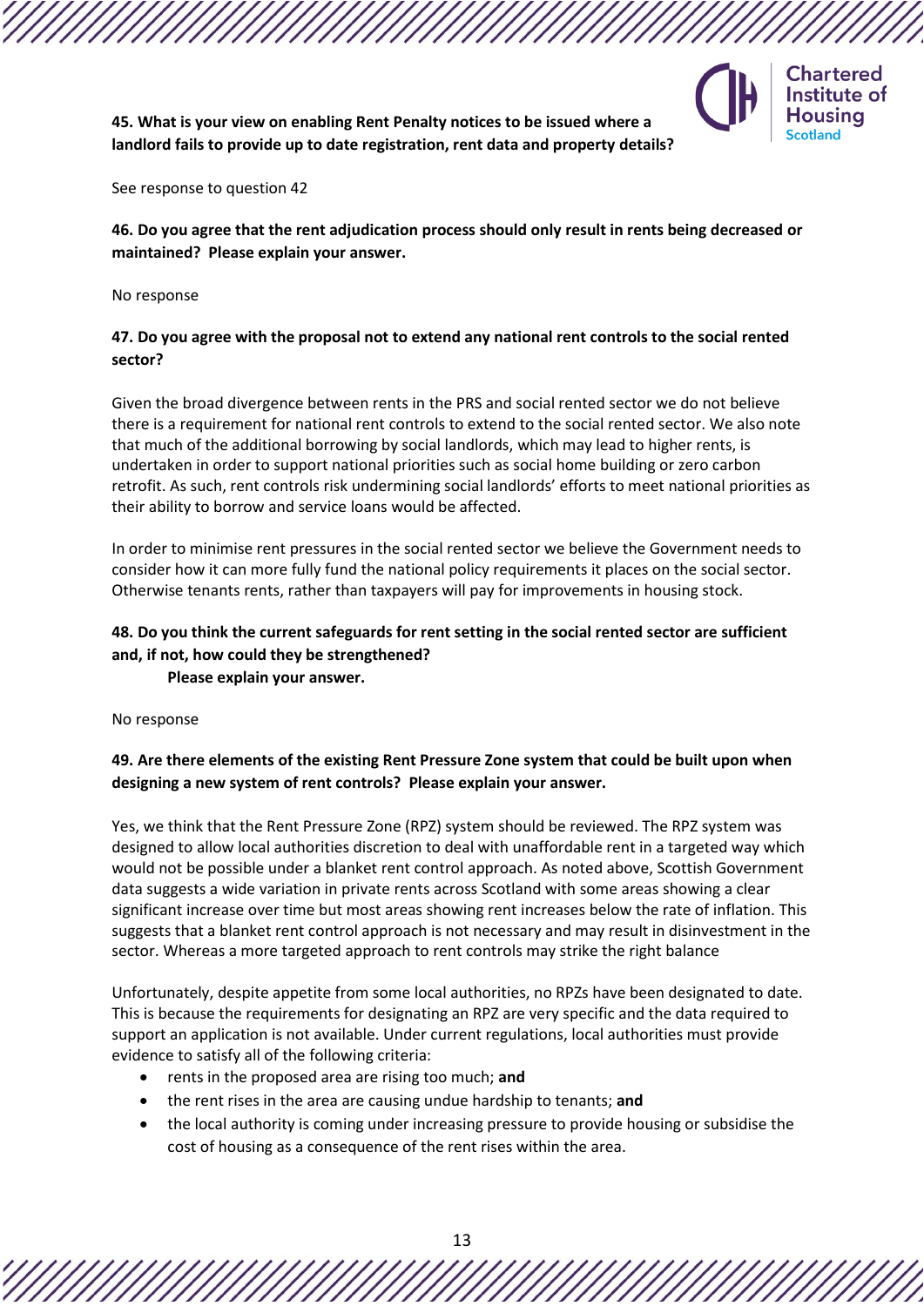**45. What is your view on enabling Rent Penalty notices to be issued where a landlord fails to provide up to date registration, rent data and property details?**

See response to question 42

**46. Do you agree that the rent adjudication process should only result in rents being decreased or maintained? Please explain your answer.**

No response

**47. Do you agree with the proposal not to extend any national rent controls to the social rented sector?**

Given the broad divergence between rents in the PRS and social rented sector we do not believe there is a requirement for national rent controls to extend to the social rented sector. We also note that much of the additional borrowing by social landlords, which may lead to higher rents, is undertaken in order to support national priorities such as social home building or zero carbon retrofit. As such, rent controls risk undermining social landlords' efforts to meet national priorities as their ability to borrow and service loans would be affected.

In order to minimise rent pressures in the social rented sector we believe the Government needs to consider how it can more fully fund the national policy requirements it places on the social sector. Otherwise tenants rents, rather than taxpayers will pay for improvements in housing stock.

**48. Do you think the current safeguards for rent setting in the social rented sector are sufficient and, if not, how could they be strengthened?**
**Please explain your answer.**

No response

**49. Are there elements of the existing Rent Pressure Zone system that could be built upon when designing a new system of rent controls? Please explain your answer.**

Yes, we think that the Rent Pressure Zone (RPZ) system should be reviewed. The RPZ system was designed to allow local authorities discretion to deal with unaffordable rent in a targeted way which would not be possible under a blanket rent control approach. As noted above, Scottish Government data suggests a wide variation in private rents across Scotland with some areas showing a clear significant increase over time but most areas showing rent increases below the rate of inflation. This suggests that a blanket rent control approach is not necessary and may result in disinvestment in the sector. Whereas a more targeted approach to rent controls may strike the right balance

Unfortunately, despite appetite from some local authorities, no RPZs have been designated to date. This is because the requirements for designating an RPZ are very specific and the data required to support an application is not available. Under current regulations, local authorities must provide evidence to satisfy all of the following criteria:

- rents in the proposed area are rising too much; **and**
- the rent rises in the area are causing undue hardship to tenants; **and**
- the local authority is coming under increasing pressure to provide housing or subsidise the cost of housing as a consequence of the rent rises within the area.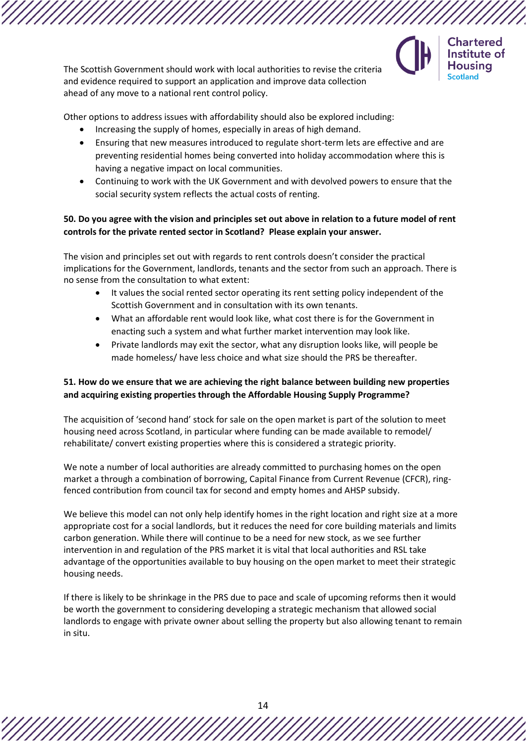The Scottish Government should work with local authorities to revise the criteria and evidence required to support an application and improve data collection ahead of any move to a national rent control policy.

Other options to address issues with affordability should also be explored including:

- Increasing the supply of homes, especially in areas of high demand.
- Ensuring that new measures introduced to regulate short-term lets are effective and are preventing residential homes being converted into holiday accommodation where this is having a negative impact on local communities.
- Continuing to work with the UK Government and with devolved powers to ensure that the social security system reflects the actual costs of renting.

**50. Do you agree with the vision and principles set out above in relation to a future model of rent controls for the private rented sector in Scotland? Please explain your answer.**

The vision and principles set out with regards to rent controls doesn't consider the practical implications for the Government, landlords, tenants and the sector from such an approach. There is no sense from the consultation to what extent:

- It values the social rented sector operating its rent setting policy independent of the Scottish Government and in consultation with its own tenants.
- What an affordable rent would look like, what cost there is for the Government in enacting such a system and what further market intervention may look like.
- Private landlords may exit the sector, what any disruption looks like, will people be made homeless/ have less choice and what size should the PRS be thereafter.

**51. How do we ensure that we are achieving the right balance between building new properties and acquiring existing properties through the Affordable Housing Supply Programme?**

The acquisition of 'second hand' stock for sale on the open market is part of the solution to meet housing need across Scotland, in particular where funding can be made available to remodel/ rehabilitate/ convert existing properties where this is considered a strategic priority.

We note a number of local authorities are already committed to purchasing homes on the open market a through a combination of borrowing, Capital Finance from Current Revenue (CFCR), ring-fenced contribution from council tax for second and empty homes and AHSP subsidy.

We believe this model can not only help identify homes in the right location and right size at a more appropriate cost for a social landlords, but it reduces the need for core building materials and limits carbon generation. While there will continue to be a need for new stock, as we see further intervention in and regulation of the PRS market it is vital that local authorities and RSL take advantage of the opportunities available to buy housing on the open market to meet their strategic housing needs.

If there is likely to be shrinkage in the PRS due to pace and scale of upcoming reforms then it would be worth the government to considering developing a strategic mechanism that allowed social landlords to engage with private owner about selling the property but also allowing tenant to remain in situ.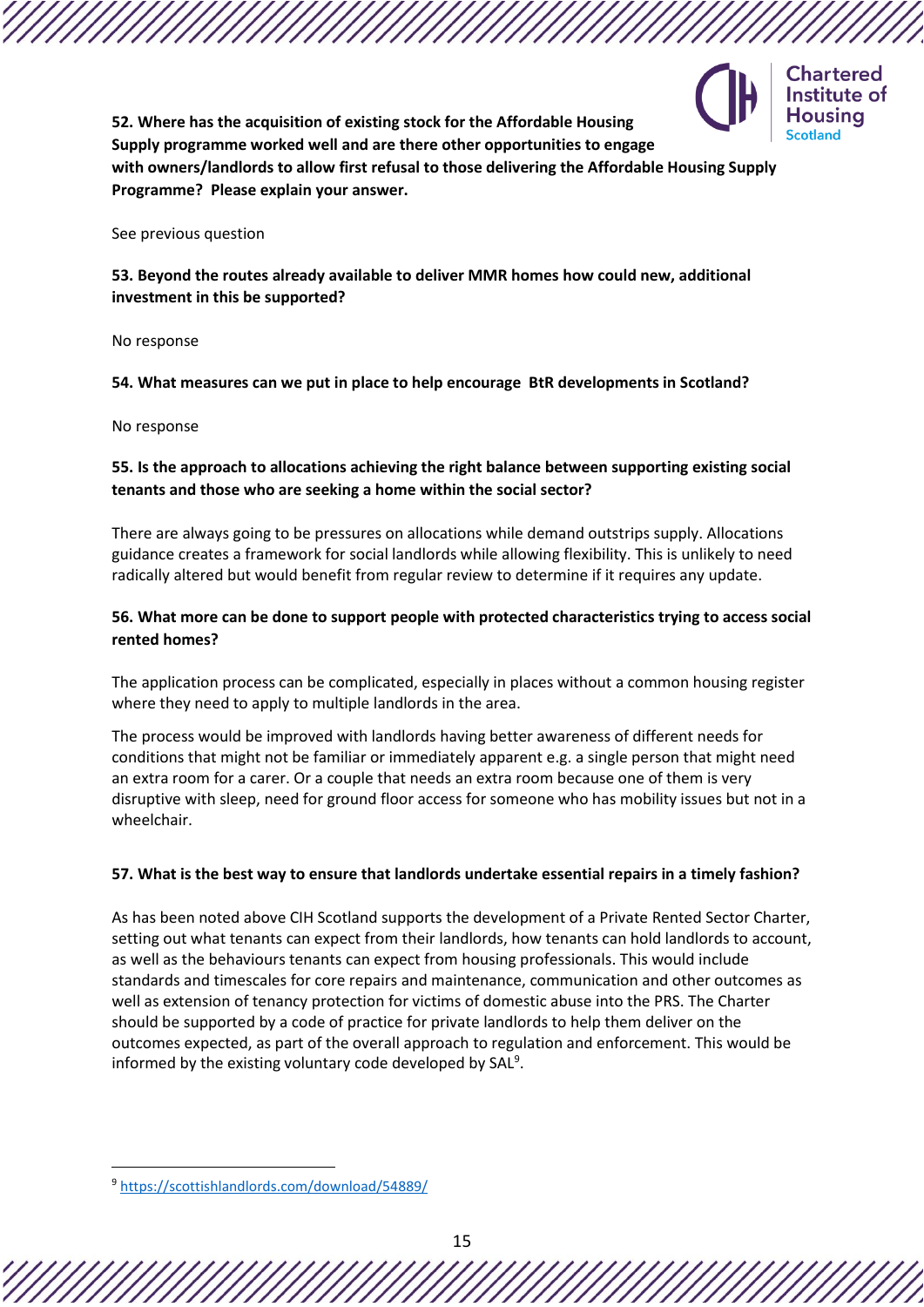**52. Where has the acquisition of existing stock for the Affordable Housing Supply programme worked well and are there other opportunities to engage with owners/landlords to allow first refusal to those delivering the Affordable Housing Supply Programme? Please explain your answer.**

See previous question

**53. Beyond the routes already available to deliver MMR homes how could new, additional investment in this be supported?**

No response

**54. What measures can we put in place to help encourage BtR developments in Scotland?**

No response

**55. Is the approach to allocations achieving the right balance between supporting existing social tenants and those who are seeking a home within the social sector?**

There are always going to be pressures on allocations while demand outstrips supply. Allocations guidance creates a framework for social landlords while allowing flexibility. This is unlikely to need radically altered but would benefit from regular review to determine if it requires any update.

**56. What more can be done to support people with protected characteristics trying to access social rented homes?**

The application process can be complicated, especially in places without a common housing register where they need to apply to multiple landlords in the area.

The process would be improved with landlords having better awareness of different needs for conditions that might not be familiar or immediately apparent e.g. a single person that might need an extra room for a carer. Or a couple that needs an extra room because one of them is very disruptive with sleep, need for ground floor access for someone who has mobility issues but not in a wheelchair.

**57. What is the best way to ensure that landlords undertake essential repairs in a timely fashion?**

As has been noted above CIH Scotland supports the development of a Private Rented Sector Charter, setting out what tenants can expect from their landlords, how tenants can hold landlords to account, as well as the behaviours tenants can expect from housing professionals. This would include standards and timescales for core repairs and maintenance, communication and other outcomes as well as extension of tenancy protection for victims of domestic abuse into the PRS. The Charter should be supported by a code of practice for private landlords to help them deliver on the outcomes expected, as part of the overall approach to regulation and enforcement. This would be informed by the existing voluntary code developed by SAL[9].

---

[9] https://scottishlandlords.com/download/54889/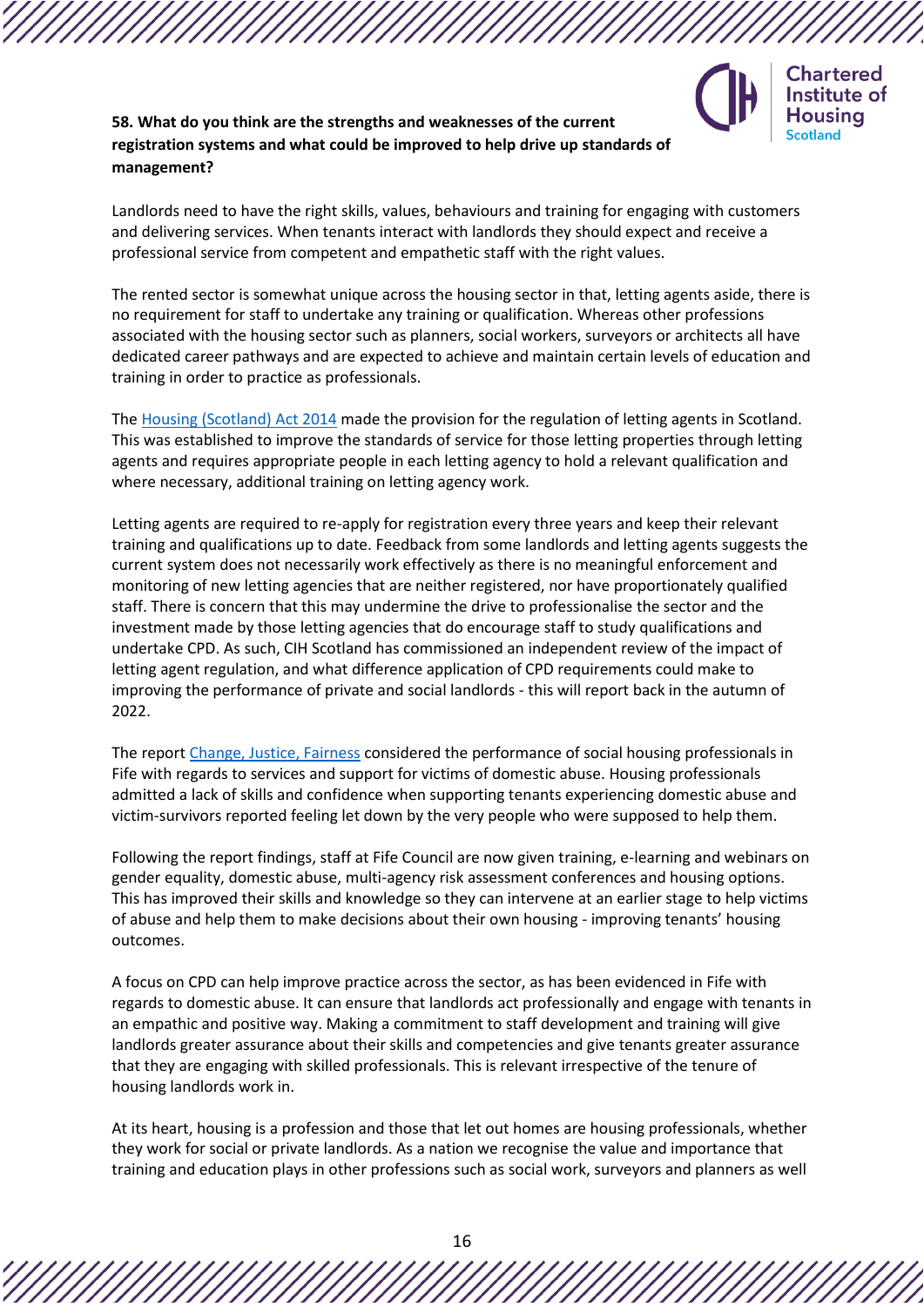**58. What do you think are the strengths and weaknesses of the current registration systems and what could be improved to help drive up standards of management?**

Landlords need to have the right skills, values, behaviours and training for engaging with customers and delivering services. When tenants interact with landlords they should expect and receive a professional service from competent and empathetic staff with the right values.

The rented sector is somewhat unique across the housing sector in that, letting agents aside, there is no requirement for staff to undertake any training or qualification. Whereas other professions associated with the housing sector such as planners, social workers, surveyors or architects all have dedicated career pathways and are expected to achieve and maintain certain levels of education and training in order to practice as professionals.

The Housing (Scotland) Act 2014 made the provision for the regulation of letting agents in Scotland. This was established to improve the standards of service for those letting properties through letting agents and requires appropriate people in each letting agency to hold a relevant qualification and where necessary, additional training on letting agency work.

Letting agents are required to re-apply for registration every three years and keep their relevant training and qualifications up to date. Feedback from some landlords and letting agents suggests the current system does not necessarily work effectively as there is no meaningful enforcement and monitoring of new letting agencies that are neither registered, nor have proportionately qualified staff. There is concern that this may undermine the drive to professionalise the sector and the investment made by those letting agencies that do encourage staff to study qualifications and undertake CPD. As such, CIH Scotland has commissioned an independent review of the impact of letting agent regulation, and what difference application of CPD requirements could make to improving the performance of private and social landlords - this will report back in the autumn of 2022.

The report Change, Justice, Fairness considered the performance of social housing professionals in Fife with regards to services and support for victims of domestic abuse. Housing professionals admitted a lack of skills and confidence when supporting tenants experiencing domestic abuse and victim-survivors reported feeling let down by the very people who were supposed to help them.

Following the report findings, staff at Fife Council are now given training, e-learning and webinars on gender equality, domestic abuse, multi-agency risk assessment conferences and housing options. This has improved their skills and knowledge so they can intervene at an earlier stage to help victims of abuse and help them to make decisions about their own housing - improving tenants' housing outcomes.

A focus on CPD can help improve practice across the sector, as has been evidenced in Fife with regards to domestic abuse. It can ensure that landlords act professionally and engage with tenants in an empathic and positive way. Making a commitment to staff development and training will give landlords greater assurance about their skills and competencies and give tenants greater assurance that they are engaging with skilled professionals. This is relevant irrespective of the tenure of housing landlords work in.

At its heart, housing is a profession and those that let out homes are housing professionals, whether they work for social or private landlords. As a nation we recognise the value and importance that training and education plays in other professions such as social work, surveyors and planners as well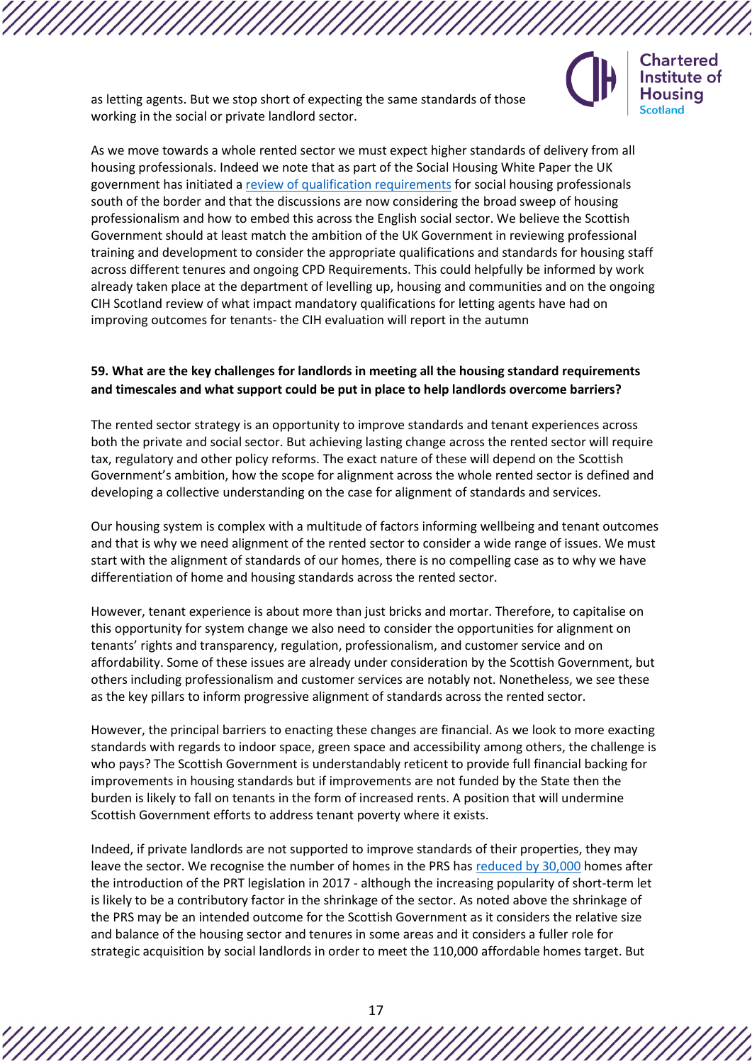as letting agents. But we stop short of expecting the same standards of those working in the social or private landlord sector.

As we move towards a whole rented sector we must expect higher standards of delivery from all housing professionals. Indeed we note that as part of the Social Housing White Paper the UK government has initiated a review of qualification requirements for social housing professionals south of the border and that the discussions are now considering the broad sweep of housing professionalism and how to embed this across the English social sector. We believe the Scottish Government should at least match the ambition of the UK Government in reviewing professional training and development to consider the appropriate qualifications and standards for housing staff across different tenures and ongoing CPD Requirements. This could helpfully be informed by work already taken place at the department of levelling up, housing and communities and on the ongoing CIH Scotland review of what impact mandatory qualifications for letting agents have had on improving outcomes for tenants- the CIH evaluation will report in the autumn

**59. What are the key challenges for landlords in meeting all the housing standard requirements and timescales and what support could be put in place to help landlords overcome barriers?**

The rented sector strategy is an opportunity to improve standards and tenant experiences across both the private and social sector. But achieving lasting change across the rented sector will require tax, regulatory and other policy reforms. The exact nature of these will depend on the Scottish Government's ambition, how the scope for alignment across the whole rented sector is defined and developing a collective understanding on the case for alignment of standards and services.

Our housing system is complex with a multitude of factors informing wellbeing and tenant outcomes and that is why we need alignment of the rented sector to consider a wide range of issues. We must start with the alignment of standards of our homes, there is no compelling case as to why we have differentiation of home and housing standards across the rented sector.

However, tenant experience is about more than just bricks and mortar. Therefore, to capitalise on this opportunity for system change we also need to consider the opportunities for alignment on tenants' rights and transparency, regulation, professionalism, and customer service and on affordability. Some of these issues are already under consideration by the Scottish Government, but others including professionalism and customer services are notably not. Nonetheless, we see these as the key pillars to inform progressive alignment of standards across the rented sector.

However, the principal barriers to enacting these changes are financial. As we look to more exacting standards with regards to indoor space, green space and accessibility among others, the challenge is who pays? The Scottish Government is understandably reticent to provide full financial backing for improvements in housing standards but if improvements are not funded by the State then the burden is likely to fall on tenants in the form of increased rents. A position that will undermine Scottish Government efforts to address tenant poverty where it exists.

Indeed, if private landlords are not supported to improve standards of their properties, they may leave the sector. We recognise the number of homes in the PRS has reduced by 30,000 homes after the introduction of the PRT legislation in 2017 - although the increasing popularity of short-term let is likely to be a contributory factor in the shrinkage of the sector. As noted above the shrinkage of the PRS may be an intended outcome for the Scottish Government as it considers the relative size and balance of the housing sector and tenures in some areas and it considers a fuller role for strategic acquisition by social landlords in order to meet the 110,000 affordable homes target. But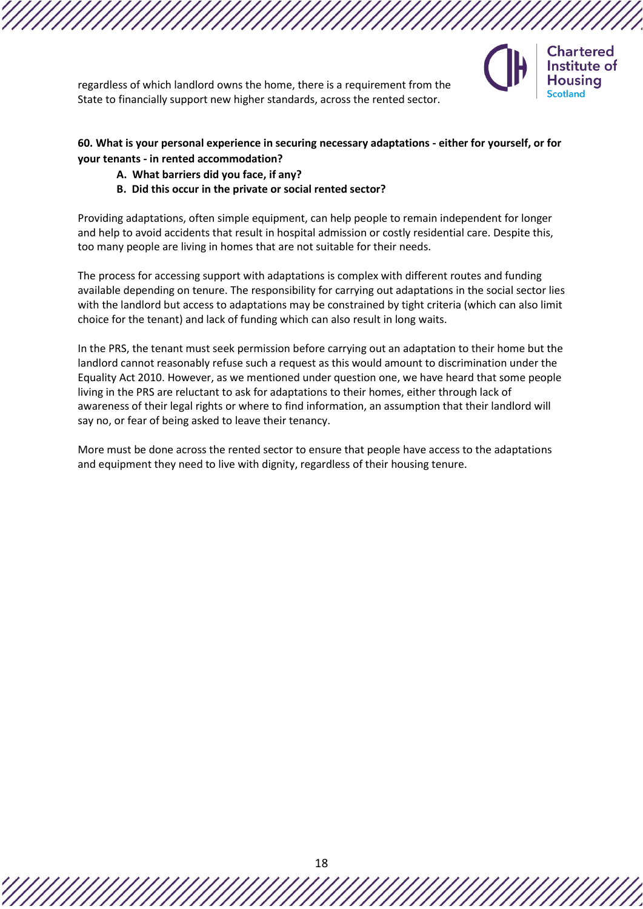regardless of which landlord owns the home, there is a requirement from the State to financially support new higher standards, across the rented sector.

**60. What is your personal experience in securing necessary adaptations - either for yourself, or for your tenants - in rented accommodation?**

**A. What barriers did you face, if any?**

**B. Did this occur in the private or social rented sector?**

Providing adaptations, often simple equipment, can help people to remain independent for longer and help to avoid accidents that result in hospital admission or costly residential care. Despite this, too many people are living in homes that are not suitable for their needs.

The process for accessing support with adaptations is complex with different routes and funding available depending on tenure. The responsibility for carrying out adaptations in the social sector lies with the landlord but access to adaptations may be constrained by tight criteria (which can also limit choice for the tenant) and lack of funding which can also result in long waits.

In the PRS, the tenant must seek permission before carrying out an adaptation to their home but the landlord cannot reasonably refuse such a request as this would amount to discrimination under the Equality Act 2010. However, as we mentioned under question one, we have heard that some people living in the PRS are reluctant to ask for adaptations to their homes, either through lack of awareness of their legal rights or where to find information, an assumption that their landlord will say no, or fear of being asked to leave their tenancy.

More must be done across the rented sector to ensure that people have access to the adaptations and equipment they need to live with dignity, regardless of their housing tenure.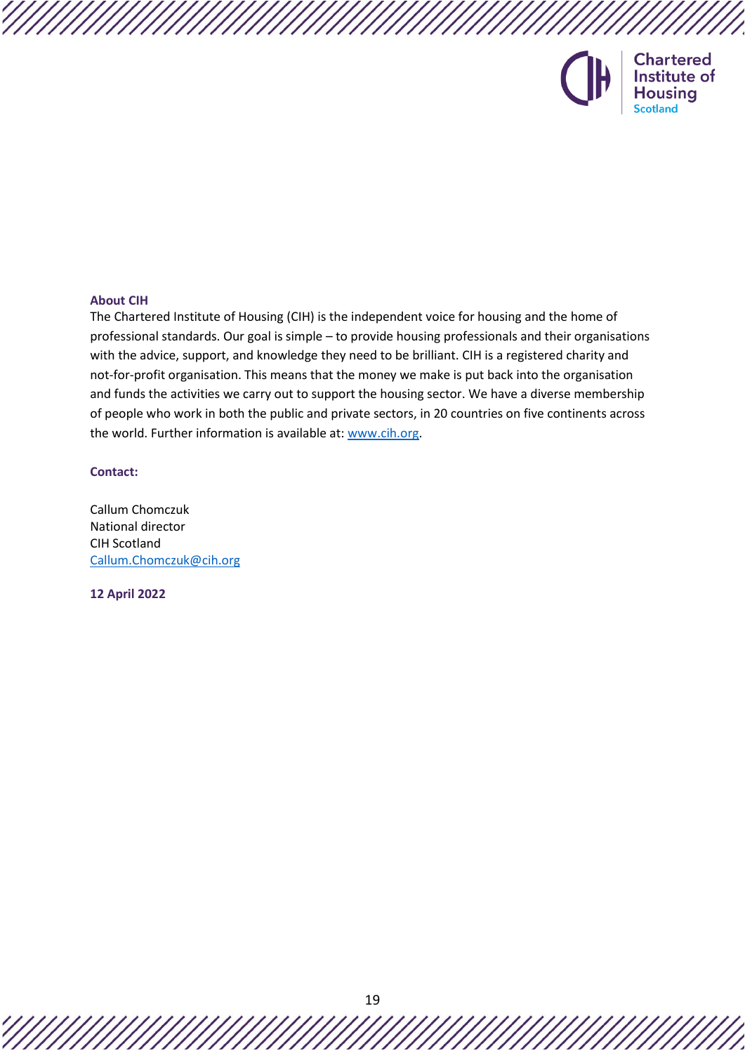**About CIH**

The Chartered Institute of Housing (CIH) is the independent voice for housing and the home of professional standards. Our goal is simple – to provide housing professionals and their organisations with the advice, support, and knowledge they need to be brilliant. CIH is a registered charity and not-for-profit organisation. This means that the money we make is put back into the organisation and funds the activities we carry out to support the housing sector. We have a diverse membership of people who work in both the public and private sectors, in 20 countries on five continents across the world. Further information is available at: www.cih.org.

**Contact:**

Callum Chomczuk
National director
CIH Scotland
Callum.Chomczuk@cih.org

**12 April 2022**